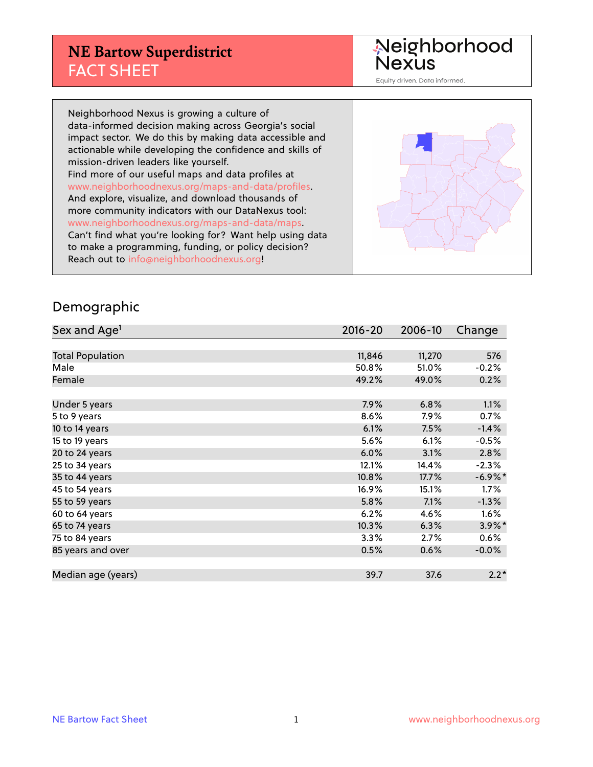# NE Bartow Superdistrict
## FACT SHEET

Neighborhood Nexus
Equity driven. Data informed.

Neighborhood Nexus is growing a culture of data-informed decision making across Georgia's social impact sector. We do this by making data accessible and actionable while developing the confidence and skills of mission-driven leaders like yourself.
Find more of our useful maps and data profiles at www.neighborhoodnexus.org/maps-and-data/profiles.
And explore, visualize, and download thousands of more community indicators with our DataNexus tool: www.neighborhoodnexus.org/maps-and-data/maps.
Can't find what you're looking for? Want help using data to make a programming, funding, or policy decision?
Reach out to info@neighborhoodnexus.org!

## Demographic

| Sex and Age[1] | 2016-20 | 2006-10 | Change |
|---|---|---|---|
| Total Population | 11,846 | 11,270 | 576 |
| Male | 50.8% | 51.0% | -0.2% |
| Female | 49.2% | 49.0% | 0.2% |
| Under 5 years | 7.9% | 6.8% | 1.1% |
| 5 to 9 years | 8.6% | 7.9% | 0.7% |
| 10 to 14 years | 6.1% | 7.5% | -1.4% |
| 15 to 19 years | 5.6% | 6.1% | -0.5% |
| 20 to 24 years | 6.0% | 3.1% | 2.8% |
| 25 to 34 years | 12.1% | 14.4% | -2.3% |
| 35 to 44 years | 10.8% | 17.7% | -6.9%* |
| 45 to 54 years | 16.9% | 15.1% | 1.7% |
| 55 to 59 years | 5.8% | 7.1% | -1.3% |
| 60 to 64 years | 6.2% | 4.6% | 1.6% |
| 65 to 74 years | 10.3% | 6.3% | 3.9%* |
| 75 to 84 years | 3.3% | 2.7% | 0.6% |
| 85 years and over | 0.5% | 0.6% | -0.0% |
| Median age (years) | 39.7 | 37.6 | 2.2* |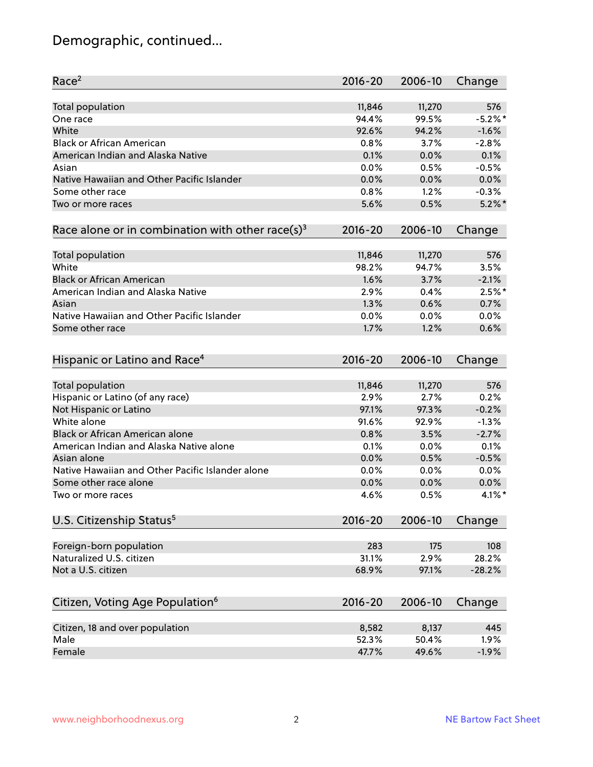# Demographic, continued...

| Race[2] | 2016-20 | 2006-10 | Change |
|---|---|---|---|
| Total population | 11,846 | 11,270 | 576 |
| One race | 94.4% | 99.5% | -5.2%* |
| White | 92.6% | 94.2% | -1.6% |
| Black or African American | 0.8% | 3.7% | -2.8% |
| American Indian and Alaska Native | 0.1% | 0.0% | 0.1% |
| Asian | 0.0% | 0.5% | -0.5% |
| Native Hawaiian and Other Pacific Islander | 0.0% | 0.0% | 0.0% |
| Some other race | 0.8% | 1.2% | -0.3% |
| Two or more races | 5.6% | 0.5% | 5.2%* |

| Race alone or in combination with other race(s)[3] | 2016-20 | 2006-10 | Change |
|---|---|---|---|
| Total population | 11,846 | 11,270 | 576 |
| White | 98.2% | 94.7% | 3.5% |
| Black or African American | 1.6% | 3.7% | -2.1% |
| American Indian and Alaska Native | 2.9% | 0.4% | 2.5%* |
| Asian | 1.3% | 0.6% | 0.7% |
| Native Hawaiian and Other Pacific Islander | 0.0% | 0.0% | 0.0% |
| Some other race | 1.7% | 1.2% | 0.6% |

| Hispanic or Latino and Race[4] | 2016-20 | 2006-10 | Change |
|---|---|---|---|
| Total population | 11,846 | 11,270 | 576 |
| Hispanic or Latino (of any race) | 2.9% | 2.7% | 0.2% |
| Not Hispanic or Latino | 97.1% | 97.3% | -0.2% |
| White alone | 91.6% | 92.9% | -1.3% |
| Black or African American alone | 0.8% | 3.5% | -2.7% |
| American Indian and Alaska Native alone | 0.1% | 0.0% | 0.1% |
| Asian alone | 0.0% | 0.5% | -0.5% |
| Native Hawaiian and Other Pacific Islander alone | 0.0% | 0.0% | 0.0% |
| Some other race alone | 0.0% | 0.0% | 0.0% |
| Two or more races | 4.6% | 0.5% | 4.1%* |

| U.S. Citizenship Status[5] | 2016-20 | 2006-10 | Change |
|---|---|---|---|
| Foreign-born population | 283 | 175 | 108 |
| Naturalized U.S. citizen | 31.1% | 2.9% | 28.2% |
| Not a U.S. citizen | 68.9% | 97.1% | -28.2% |

| Citizen, Voting Age Population[6] | 2016-20 | 2006-10 | Change |
|---|---|---|---|
| Citizen, 18 and over population | 8,582 | 8,137 | 445 |
| Male | 52.3% | 50.4% | 1.9% |
| Female | 47.7% | 49.6% | -1.9% |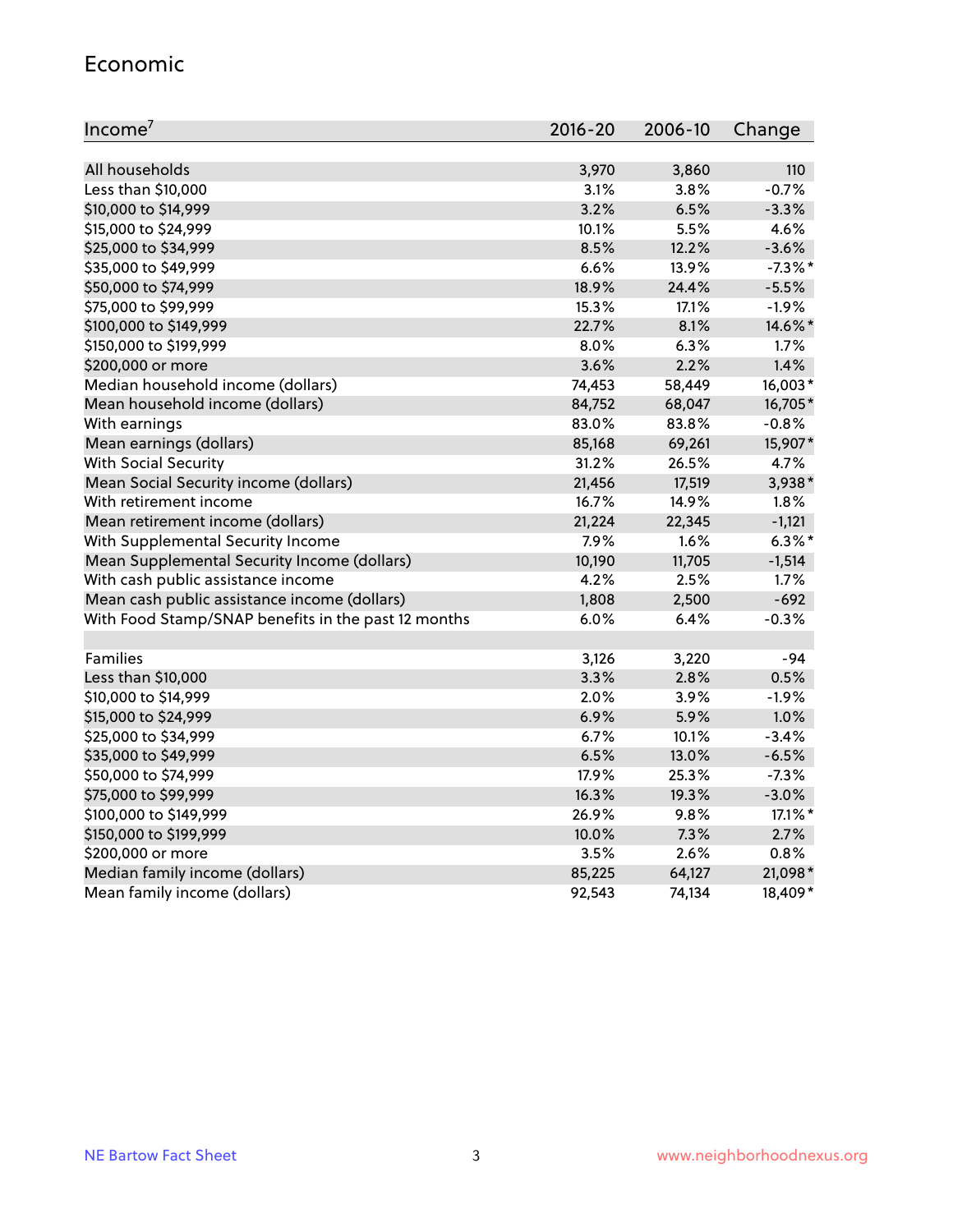## Economic

| Income[7] | 2016-20 | 2006-10 | Change |
|---|---|---|---|
| All households | 3,970 | 3,860 | 110 |
| Less than $10,000 | 3.1% | 3.8% | -0.7% |
| $10,000 to $14,999 | 3.2% | 6.5% | -3.3% |
| $15,000 to $24,999 | 10.1% | 5.5% | 4.6% |
| $25,000 to $34,999 | 8.5% | 12.2% | -3.6% |
| $35,000 to $49,999 | 6.6% | 13.9% | -7.3%* |
| $50,000 to $74,999 | 18.9% | 24.4% | -5.5% |
| $75,000 to $99,999 | 15.3% | 17.1% | -1.9% |
| $100,000 to $149,999 | 22.7% | 8.1% | 14.6%* |
| $150,000 to $199,999 | 8.0% | 6.3% | 1.7% |
| $200,000 or more | 3.6% | 2.2% | 1.4% |
| Median household income (dollars) | 74,453 | 58,449 | 16,003* |
| Mean household income (dollars) | 84,752 | 68,047 | 16,705* |
| With earnings | 83.0% | 83.8% | -0.8% |
| Mean earnings (dollars) | 85,168 | 69,261 | 15,907* |
| With Social Security | 31.2% | 26.5% | 4.7% |
| Mean Social Security income (dollars) | 21,456 | 17,519 | 3,938* |
| With retirement income | 16.7% | 14.9% | 1.8% |
| Mean retirement income (dollars) | 21,224 | 22,345 | -1,121 |
| With Supplemental Security Income | 7.9% | 1.6% | 6.3%* |
| Mean Supplemental Security Income (dollars) | 10,190 | 11,705 | -1,514 |
| With cash public assistance income | 4.2% | 2.5% | 1.7% |
| Mean cash public assistance income (dollars) | 1,808 | 2,500 | -692 |
| With Food Stamp/SNAP benefits in the past 12 months | 6.0% | 6.4% | -0.3% |
| | | | |
| Families | 3,126 | 3,220 | -94 |
| Less than $10,000 | 3.3% | 2.8% | 0.5% |
| $10,000 to $14,999 | 2.0% | 3.9% | -1.9% |
| $15,000 to $24,999 | 6.9% | 5.9% | 1.0% |
| $25,000 to $34,999 | 6.7% | 10.1% | -3.4% |
| $35,000 to $49,999 | 6.5% | 13.0% | -6.5% |
| $50,000 to $74,999 | 17.9% | 25.3% | -7.3% |
| $75,000 to $99,999 | 16.3% | 19.3% | -3.0% |
| $100,000 to $149,999 | 26.9% | 9.8% | 17.1%* |
| $150,000 to $199,999 | 10.0% | 7.3% | 2.7% |
| $200,000 or more | 3.5% | 2.6% | 0.8% |
| Median family income (dollars) | 85,225 | 64,127 | 21,098* |
| Mean family income (dollars) | 92,543 | 74,134 | 18,409* |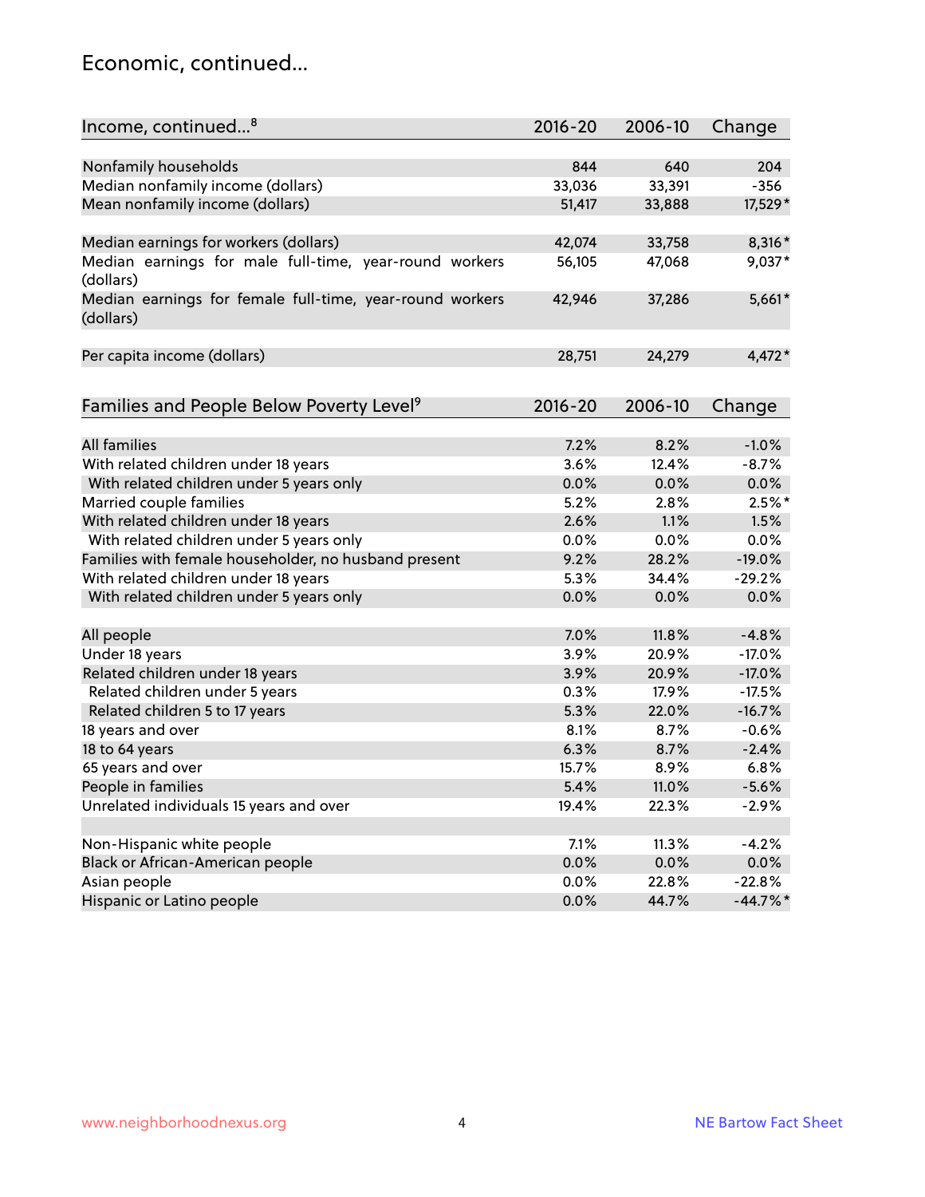## Economic, continued...

| Income, continued...[8] | 2016-20 | 2006-10 | Change |
|---|---|---|---|
| Nonfamily households | 844 | 640 | 204 |
| Median nonfamily income (dollars) | 33,036 | 33,391 | -356 |
| Mean nonfamily income (dollars) | 51,417 | 33,888 | 17,529* |
| Median earnings for workers (dollars) | 42,074 | 33,758 | 8,316* |
| Median earnings for male full-time, year-round workers (dollars) | 56,105 | 47,068 | 9,037* |
| Median earnings for female full-time, year-round workers (dollars) | 42,946 | 37,286 | 5,661* |
| Per capita income (dollars) | 28,751 | 24,279 | 4,472* |

| Families and People Below Poverty Level[9] | 2016-20 | 2006-10 | Change |
|---|---|---|---|
| All families | 7.2% | 8.2% | -1.0% |
| With related children under 18 years | 3.6% | 12.4% | -8.7% |
| With related children under 5 years only | 0.0% | 0.0% | 0.0% |
| Married couple families | 5.2% | 2.8% | 2.5%* |
| With related children under 18 years | 2.6% | 1.1% | 1.5% |
| With related children under 5 years only | 0.0% | 0.0% | 0.0% |
| Families with female householder, no husband present | 9.2% | 28.2% | -19.0% |
| With related children under 18 years | 5.3% | 34.4% | -29.2% |
| With related children under 5 years only | 0.0% | 0.0% | 0.0% |
| All people | 7.0% | 11.8% | -4.8% |
| Under 18 years | 3.9% | 20.9% | -17.0% |
| Related children under 18 years | 3.9% | 20.9% | -17.0% |
| Related children under 5 years | 0.3% | 17.9% | -17.5% |
| Related children 5 to 17 years | 5.3% | 22.0% | -16.7% |
| 18 years and over | 8.1% | 8.7% | -0.6% |
| 18 to 64 years | 6.3% | 8.7% | -2.4% |
| 65 years and over | 15.7% | 8.9% | 6.8% |
| People in families | 5.4% | 11.0% | -5.6% |
| Unrelated individuals 15 years and over | 19.4% | 22.3% | -2.9% |
| Non-Hispanic white people | 7.1% | 11.3% | -4.2% |
| Black or African-American people | 0.0% | 0.0% | 0.0% |
| Asian people | 0.0% | 22.8% | -22.8% |
| Hispanic or Latino people | 0.0% | 44.7% | -44.7%* |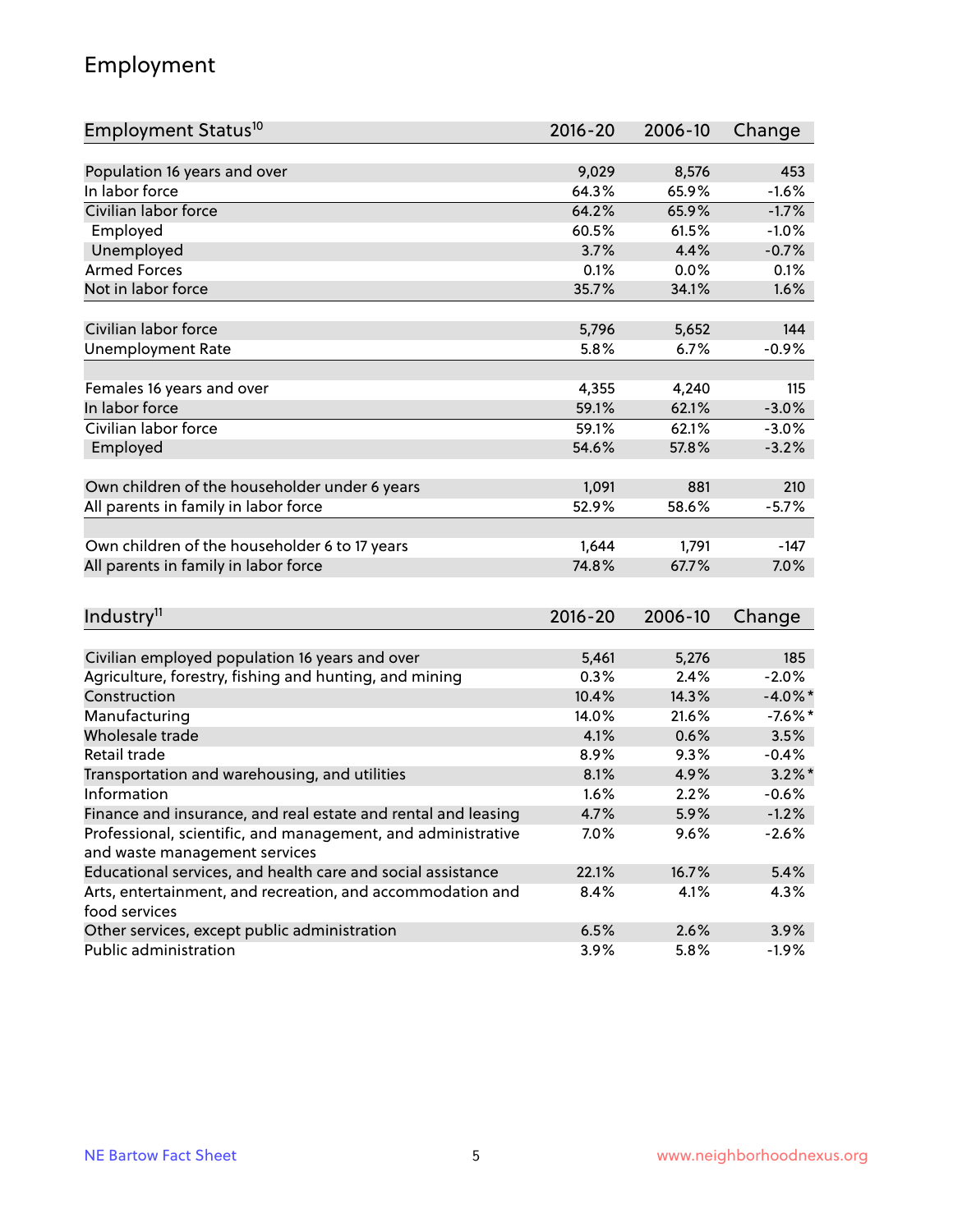## Employment

| Employment Status[10] | 2016-20 | 2006-10 | Change |
|---|---|---|---|
| Population 16 years and over | 9,029 | 8,576 | 453 |
| In labor force | 64.3% | 65.9% | -1.6% |
| Civilian labor force | 64.2% | 65.9% | -1.7% |
| Employed | 60.5% | 61.5% | -1.0% |
| Unemployed | 3.7% | 4.4% | -0.7% |
| Armed Forces | 0.1% | 0.0% | 0.1% |
| Not in labor force | 35.7% | 34.1% | 1.6% |
| | | | |
| Civilian labor force | 5,796 | 5,652 | 144 |
| Unemployment Rate | 5.8% | 6.7% | -0.9% |
| | | | |
| Females 16 years and over | 4,355 | 4,240 | 115 |
| In labor force | 59.1% | 62.1% | -3.0% |
| Civilian labor force | 59.1% | 62.1% | -3.0% |
| Employed | 54.6% | 57.8% | -3.2% |
| | | | |
| Own children of the householder under 6 years | 1,091 | 881 | 210 |
| All parents in family in labor force | 52.9% | 58.6% | -5.7% |
| | | | |
| Own children of the householder 6 to 17 years | 1,644 | 1,791 | -147 |
| All parents in family in labor force | 74.8% | 67.7% | 7.0% |

| Industry[11] | 2016-20 | 2006-10 | Change |
|---|---|---|---|
| Civilian employed population 16 years and over | 5,461 | 5,276 | 185 |
| Agriculture, forestry, fishing and hunting, and mining | 0.3% | 2.4% | -2.0% |
| Construction | 10.4% | 14.3% | -4.0%* |
| Manufacturing | 14.0% | 21.6% | -7.6%* |
| Wholesale trade | 4.1% | 0.6% | 3.5% |
| Retail trade | 8.9% | 9.3% | -0.4% |
| Transportation and warehousing, and utilities | 8.1% | 4.9% | 3.2%* |
| Information | 1.6% | 2.2% | -0.6% |
| Finance and insurance, and real estate and rental and leasing | 4.7% | 5.9% | -1.2% |
| Professional, scientific, and management, and administrative and waste management services | 7.0% | 9.6% | -2.6% |
| Educational services, and health care and social assistance | 22.1% | 16.7% | 5.4% |
| Arts, entertainment, and recreation, and accommodation and food services | 8.4% | 4.1% | 4.3% |
| Other services, except public administration | 6.5% | 2.6% | 3.9% |
| Public administration | 3.9% | 5.8% | -1.9% |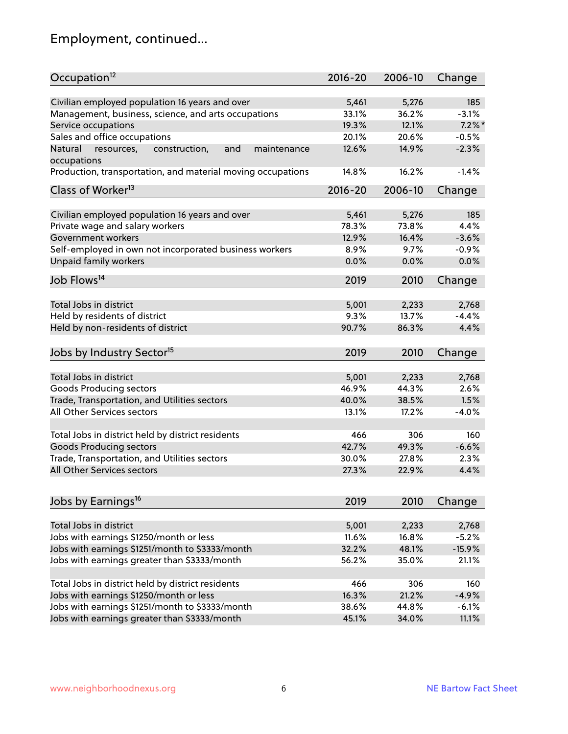# Employment, continued...

| Occupation[12] | 2016-20 | 2006-10 | Change |
|---|---|---|---|
| Civilian employed population 16 years and over | 5,461 | 5,276 | 185 |
| Management, business, science, and arts occupations | 33.1% | 36.2% | -3.1% |
| Service occupations | 19.3% | 12.1% | 7.2%* |
| Sales and office occupations | 20.1% | 20.6% | -0.5% |
| Natural resources, construction, and maintenance occupations | 12.6% | 14.9% | -2.3% |
| Production, transportation, and material moving occupations | 14.8% | 16.2% | -1.4% |

| Class of Worker[13] | 2016-20 | 2006-10 | Change |
|---|---|---|---|
| Civilian employed population 16 years and over | 5,461 | 5,276 | 185 |
| Private wage and salary workers | 78.3% | 73.8% | 4.4% |
| Government workers | 12.9% | 16.4% | -3.6% |
| Self-employed in own not incorporated business workers | 8.9% | 9.7% | -0.9% |
| Unpaid family workers | 0.0% | 0.0% | 0.0% |

| Job Flows[14] | 2019 | 2010 | Change |
|---|---|---|---|
| Total Jobs in district | 5,001 | 2,233 | 2,768 |
| Held by residents of district | 9.3% | 13.7% | -4.4% |
| Held by non-residents of district | 90.7% | 86.3% | 4.4% |

| Jobs by Industry Sector[15] | 2019 | 2010 | Change |
|---|---|---|---|
| Total Jobs in district | 5,001 | 2,233 | 2,768 |
| Goods Producing sectors | 46.9% | 44.3% | 2.6% |
| Trade, Transportation, and Utilities sectors | 40.0% | 38.5% | 1.5% |
| All Other Services sectors | 13.1% | 17.2% | -4.0% |
| | | | |
| Total Jobs in district held by district residents | 466 | 306 | 160 |
| Goods Producing sectors | 42.7% | 49.3% | -6.6% |
| Trade, Transportation, and Utilities sectors | 30.0% | 27.8% | 2.3% |
| All Other Services sectors | 27.3% | 22.9% | 4.4% |

| Jobs by Earnings[16] | 2019 | 2010 | Change |
|---|---|---|---|
| Total Jobs in district | 5,001 | 2,233 | 2,768 |
| Jobs with earnings $1250/month or less | 11.6% | 16.8% | -5.2% |
| Jobs with earnings $1251/month to $3333/month | 32.2% | 48.1% | -15.9% |
| Jobs with earnings greater than $3333/month | 56.2% | 35.0% | 21.1% |
| | | | |
| Total Jobs in district held by district residents | 466 | 306 | 160 |
| Jobs with earnings $1250/month or less | 16.3% | 21.2% | -4.9% |
| Jobs with earnings $1251/month to $3333/month | 38.6% | 44.8% | -6.1% |
| Jobs with earnings greater than $3333/month | 45.1% | 34.0% | 11.1% |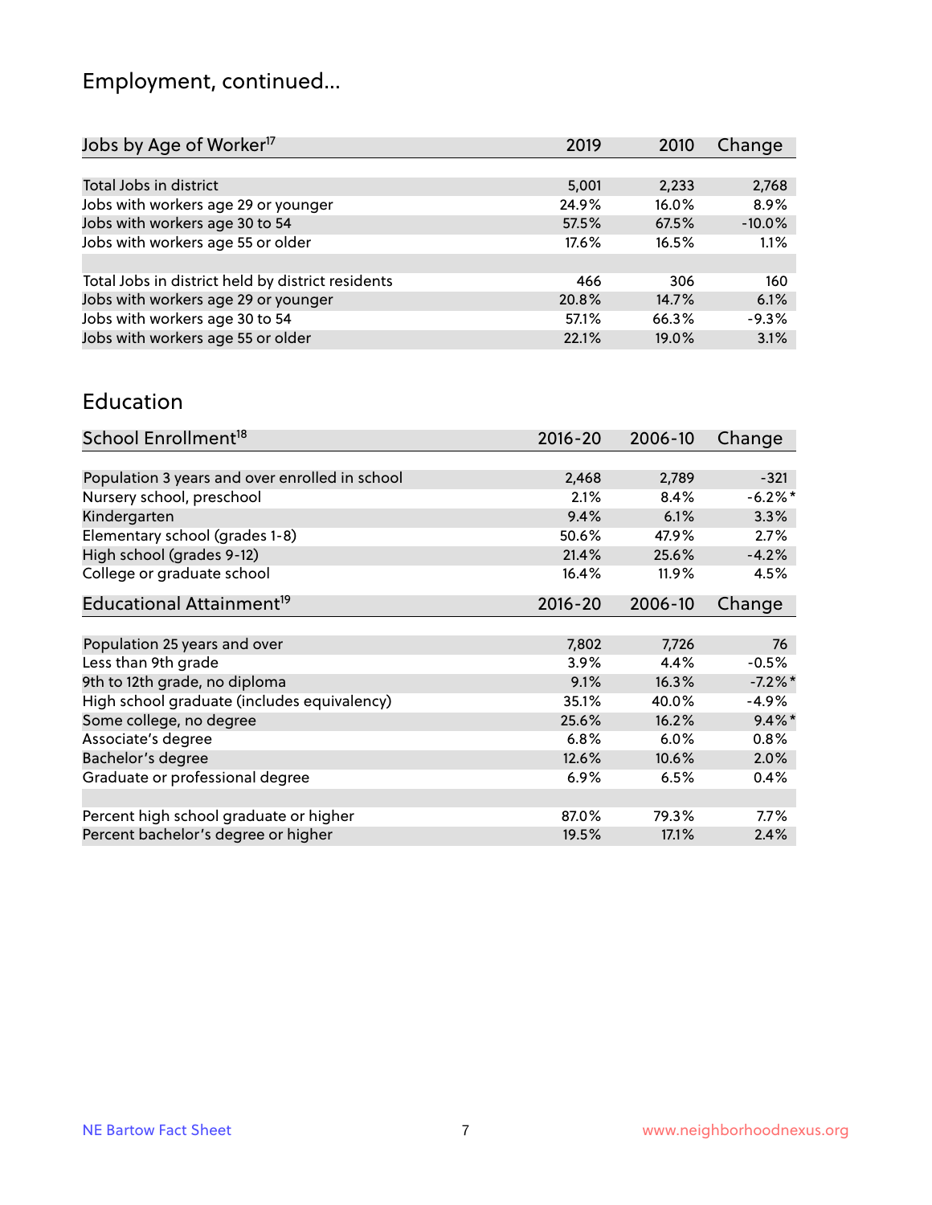## Employment, continued...

| Jobs by Age of Worker[17] | 2019 | 2010 | Change |
|---|---|---|---|
| Total Jobs in district | 5,001 | 2,233 | 2,768 |
| Jobs with workers age 29 or younger | 24.9% | 16.0% | 8.9% |
| Jobs with workers age 30 to 54 | 57.5% | 67.5% | -10.0% |
| Jobs with workers age 55 or older | 17.6% | 16.5% | 1.1% |
| | | | |
| Total Jobs in district held by district residents | 466 | 306 | 160 |
| Jobs with workers age 29 or younger | 20.8% | 14.7% | 6.1% |
| Jobs with workers age 30 to 54 | 57.1% | 66.3% | -9.3% |
| Jobs with workers age 55 or older | 22.1% | 19.0% | 3.1% |

## Education

| School Enrollment[18] | 2016-20 | 2006-10 | Change |
|---|---|---|---|
| Population 3 years and over enrolled in school | 2,468 | 2,789 | -321 |
| Nursery school, preschool | 2.1% | 8.4% | -6.2%* |
| Kindergarten | 9.4% | 6.1% | 3.3% |
| Elementary school (grades 1-8) | 50.6% | 47.9% | 2.7% |
| High school (grades 9-12) | 21.4% | 25.6% | -4.2% |
| College or graduate school | 16.4% | 11.9% | 4.5% |

| Educational Attainment[19] | 2016-20 | 2006-10 | Change |
|---|---|---|---|
| Population 25 years and over | 7,802 | 7,726 | 76 |
| Less than 9th grade | 3.9% | 4.4% | -0.5% |
| 9th to 12th grade, no diploma | 9.1% | 16.3% | -7.2%* |
| High school graduate (includes equivalency) | 35.1% | 40.0% | -4.9% |
| Some college, no degree | 25.6% | 16.2% | 9.4%* |
| Associate's degree | 6.8% | 6.0% | 0.8% |
| Bachelor's degree | 12.6% | 10.6% | 2.0% |
| Graduate or professional degree | 6.9% | 6.5% | 0.4% |
| | | | |
| Percent high school graduate or higher | 87.0% | 79.3% | 7.7% |
| Percent bachelor's degree or higher | 19.5% | 17.1% | 2.4% |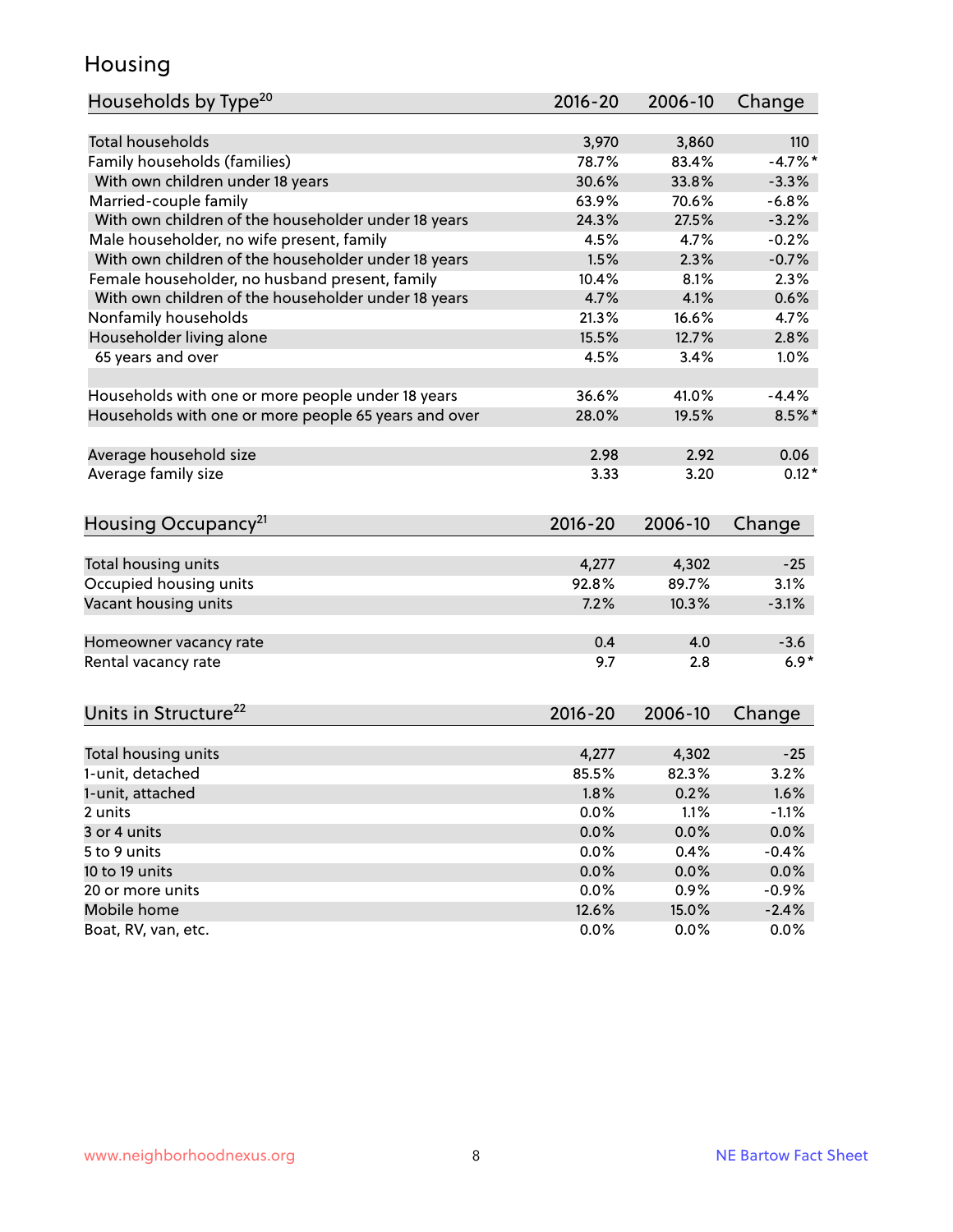# Housing

| Households by Type[20] | 2016-20 | 2006-10 | Change |
|---|---|---|---|
| Total households | 3,970 | 3,860 | 110 |
| Family households (families) | 78.7% | 83.4% | -4.7%* |
| With own children under 18 years | 30.6% | 33.8% | -3.3% |
| Married-couple family | 63.9% | 70.6% | -6.8% |
| With own children of the householder under 18 years | 24.3% | 27.5% | -3.2% |
| Male householder, no wife present, family | 4.5% | 4.7% | -0.2% |
| With own children of the householder under 18 years | 1.5% | 2.3% | -0.7% |
| Female householder, no husband present, family | 10.4% | 8.1% | 2.3% |
| With own children of the householder under 18 years | 4.7% | 4.1% | 0.6% |
| Nonfamily households | 21.3% | 16.6% | 4.7% |
| Householder living alone | 15.5% | 12.7% | 2.8% |
| 65 years and over | 4.5% | 3.4% | 1.0% |
| | | | |
| Households with one or more people under 18 years | 36.6% | 41.0% | -4.4% |
| Households with one or more people 65 years and over | 28.0% | 19.5% | 8.5%* |
| | | | |
| Average household size | 2.98 | 2.92 | 0.06 |
| Average family size | 3.33 | 3.20 | 0.12* |

| Housing Occupancy[21] | 2016-20 | 2006-10 | Change |
|---|---|---|---|
| Total housing units | 4,277 | 4,302 | -25 |
| Occupied housing units | 92.8% | 89.7% | 3.1% |
| Vacant housing units | 7.2% | 10.3% | -3.1% |
| | | | |
| Homeowner vacancy rate | 0.4 | 4.0 | -3.6 |
| Rental vacancy rate | 9.7 | 2.8 | 6.9* |

| Units in Structure[22] | 2016-20 | 2006-10 | Change |
|---|---|---|---|
| Total housing units | 4,277 | 4,302 | -25 |
| 1-unit, detached | 85.5% | 82.3% | 3.2% |
| 1-unit, attached | 1.8% | 0.2% | 1.6% |
| 2 units | 0.0% | 1.1% | -1.1% |
| 3 or 4 units | 0.0% | 0.0% | 0.0% |
| 5 to 9 units | 0.0% | 0.4% | -0.4% |
| 10 to 19 units | 0.0% | 0.0% | 0.0% |
| 20 or more units | 0.0% | 0.9% | -0.9% |
| Mobile home | 12.6% | 15.0% | -2.4% |
| Boat, RV, van, etc. | 0.0% | 0.0% | 0.0% |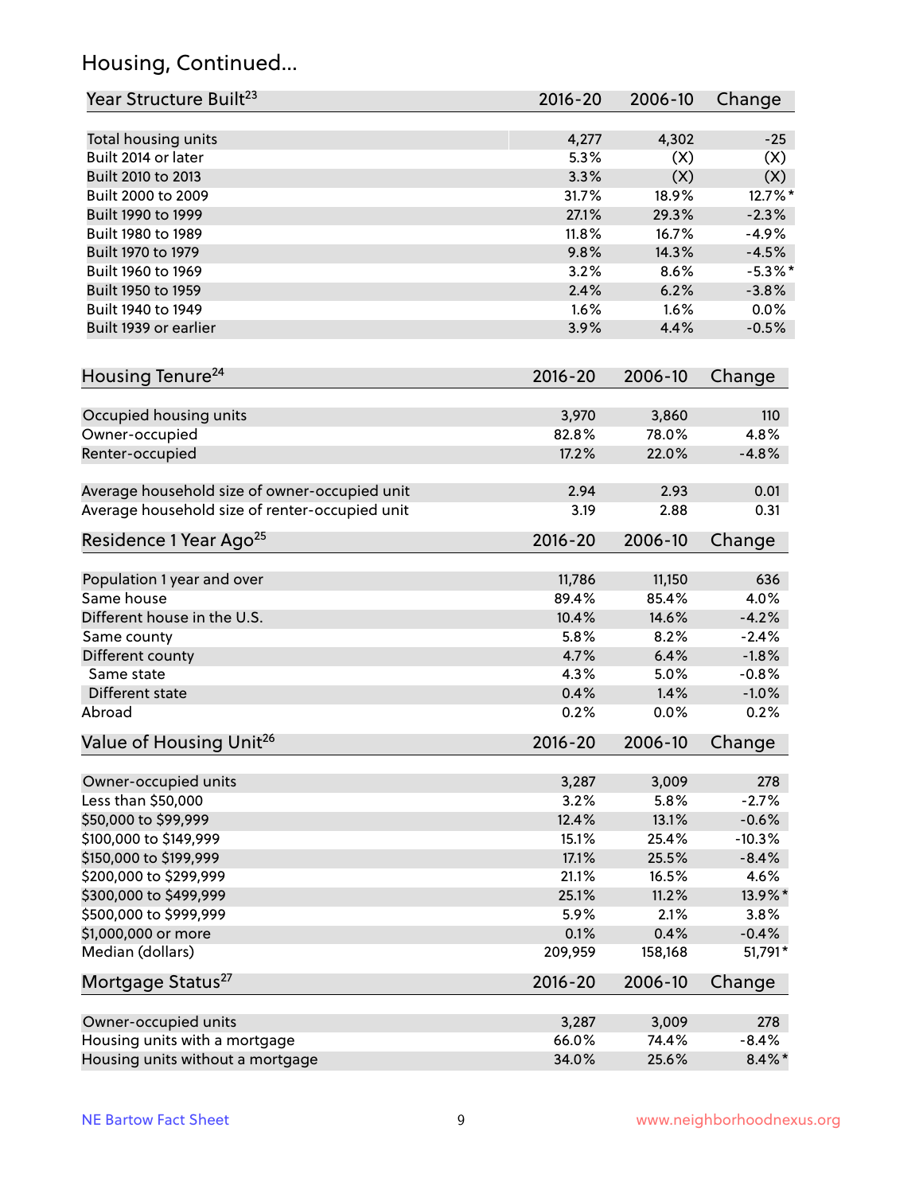## Housing, Continued...

| Year Structure Built[23] | 2016-20 | 2006-10 | Change |
|---|---|---|---|
| Total housing units | 4,277 | 4,302 | -25 |
| Built 2014 or later | 5.3% | (X) | (X) |
| Built 2010 to 2013 | 3.3% | (X) | (X) |
| Built 2000 to 2009 | 31.7% | 18.9% | 12.7%* |
| Built 1990 to 1999 | 27.1% | 29.3% | -2.3% |
| Built 1980 to 1989 | 11.8% | 16.7% | -4.9% |
| Built 1970 to 1979 | 9.8% | 14.3% | -4.5% |
| Built 1960 to 1969 | 3.2% | 8.6% | -5.3%* |
| Built 1950 to 1959 | 2.4% | 6.2% | -3.8% |
| Built 1940 to 1949 | 1.6% | 1.6% | 0.0% |
| Built 1939 or earlier | 3.9% | 4.4% | -0.5% |

| Housing Tenure[24] | 2016-20 | 2006-10 | Change |
|---|---|---|---|
| Occupied housing units | 3,970 | 3,860 | 110 |
| Owner-occupied | 82.8% | 78.0% | 4.8% |
| Renter-occupied | 17.2% | 22.0% | -4.8% |
| Average household size of owner-occupied unit | 2.94 | 2.93 | 0.01 |
| Average household size of renter-occupied unit | 3.19 | 2.88 | 0.31 |

| Residence 1 Year Ago[25] | 2016-20 | 2006-10 | Change |
|---|---|---|---|
| Population 1 year and over | 11,786 | 11,150 | 636 |
| Same house | 89.4% | 85.4% | 4.0% |
| Different house in the U.S. | 10.4% | 14.6% | -4.2% |
| Same county | 5.8% | 8.2% | -2.4% |
| Different county | 4.7% | 6.4% | -1.8% |
| Same state | 4.3% | 5.0% | -0.8% |
| Different state | 0.4% | 1.4% | -1.0% |
| Abroad | 0.2% | 0.0% | 0.2% |

| Value of Housing Unit[26] | 2016-20 | 2006-10 | Change |
|---|---|---|---|
| Owner-occupied units | 3,287 | 3,009 | 278 |
| Less than $50,000 | 3.2% | 5.8% | -2.7% |
| $50,000 to $99,999 | 12.4% | 13.1% | -0.6% |
| $100,000 to $149,999 | 15.1% | 25.4% | -10.3% |
| $150,000 to $199,999 | 17.1% | 25.5% | -8.4% |
| $200,000 to $299,999 | 21.1% | 16.5% | 4.6% |
| $300,000 to $499,999 | 25.1% | 11.2% | 13.9%* |
| $500,000 to $999,999 | 5.9% | 2.1% | 3.8% |
| $1,000,000 or more | 0.1% | 0.4% | -0.4% |
| Median (dollars) | 209,959 | 158,168 | 51,791* |

| Mortgage Status[27] | 2016-20 | 2006-10 | Change |
|---|---|---|---|
| Owner-occupied units | 3,287 | 3,009 | 278 |
| Housing units with a mortgage | 66.0% | 74.4% | -8.4% |
| Housing units without a mortgage | 34.0% | 25.6% | 8.4%* |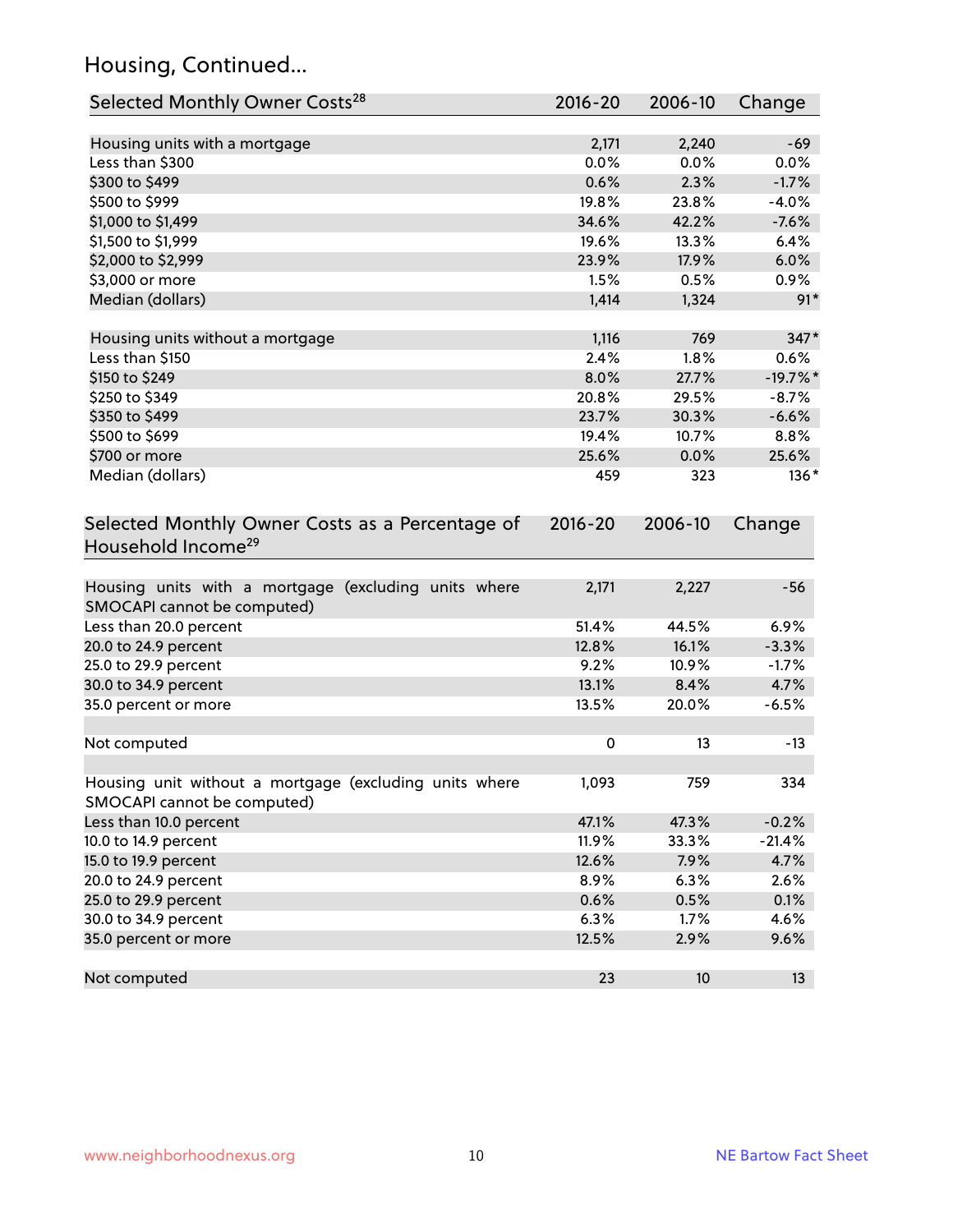## Housing, Continued...

| Selected Monthly Owner Costs[28] | 2016-20 | 2006-10 | Change |
|---|---|---|---|
| Housing units with a mortgage | 2,171 | 2,240 | -69 |
| Less than $300 | 0.0% | 0.0% | 0.0% |
| $300 to $499 | 0.6% | 2.3% | -1.7% |
| $500 to $999 | 19.8% | 23.8% | -4.0% |
| $1,000 to $1,499 | 34.6% | 42.2% | -7.6% |
| $1,500 to $1,999 | 19.6% | 13.3% | 6.4% |
| $2,000 to $2,999 | 23.9% | 17.9% | 6.0% |
| $3,000 or more | 1.5% | 0.5% | 0.9% |
| Median (dollars) | 1,414 | 1,324 | 91* |
| | | | |
| Housing units without a mortgage | 1,116 | 769 | 347* |
| Less than $150 | 2.4% | 1.8% | 0.6% |
| $150 to $249 | 8.0% | 27.7% | -19.7%* |
| $250 to $349 | 20.8% | 29.5% | -8.7% |
| $350 to $499 | 23.7% | 30.3% | -6.6% |
| $500 to $699 | 19.4% | 10.7% | 8.8% |
| $700 or more | 25.6% | 0.0% | 25.6% |
| Median (dollars) | 459 | 323 | 136* |

| Selected Monthly Owner Costs as a Percentage of Household Income[29] | 2016-20 | 2006-10 | Change |
|---|---|---|---|
| Housing units with a mortgage (excluding units where SMOCAPI cannot be computed) | 2,171 | 2,227 | -56 |
| Less than 20.0 percent | 51.4% | 44.5% | 6.9% |
| 20.0 to 24.9 percent | 12.8% | 16.1% | -3.3% |
| 25.0 to 29.9 percent | 9.2% | 10.9% | -1.7% |
| 30.0 to 34.9 percent | 13.1% | 8.4% | 4.7% |
| 35.0 percent or more | 13.5% | 20.0% | -6.5% |
| | | | |
| Not computed | 0 | 13 | -13 |
| | | | |
| Housing unit without a mortgage (excluding units where SMOCAPI cannot be computed) | 1,093 | 759 | 334 |
| Less than 10.0 percent | 47.1% | 47.3% | -0.2% |
| 10.0 to 14.9 percent | 11.9% | 33.3% | -21.4% |
| 15.0 to 19.9 percent | 12.6% | 7.9% | 4.7% |
| 20.0 to 24.9 percent | 8.9% | 6.3% | 2.6% |
| 25.0 to 29.9 percent | 0.6% | 0.5% | 0.1% |
| 30.0 to 34.9 percent | 6.3% | 1.7% | 4.6% |
| 35.0 percent or more | 12.5% | 2.9% | 9.6% |
| | | | |
| Not computed | 23 | 10 | 13 |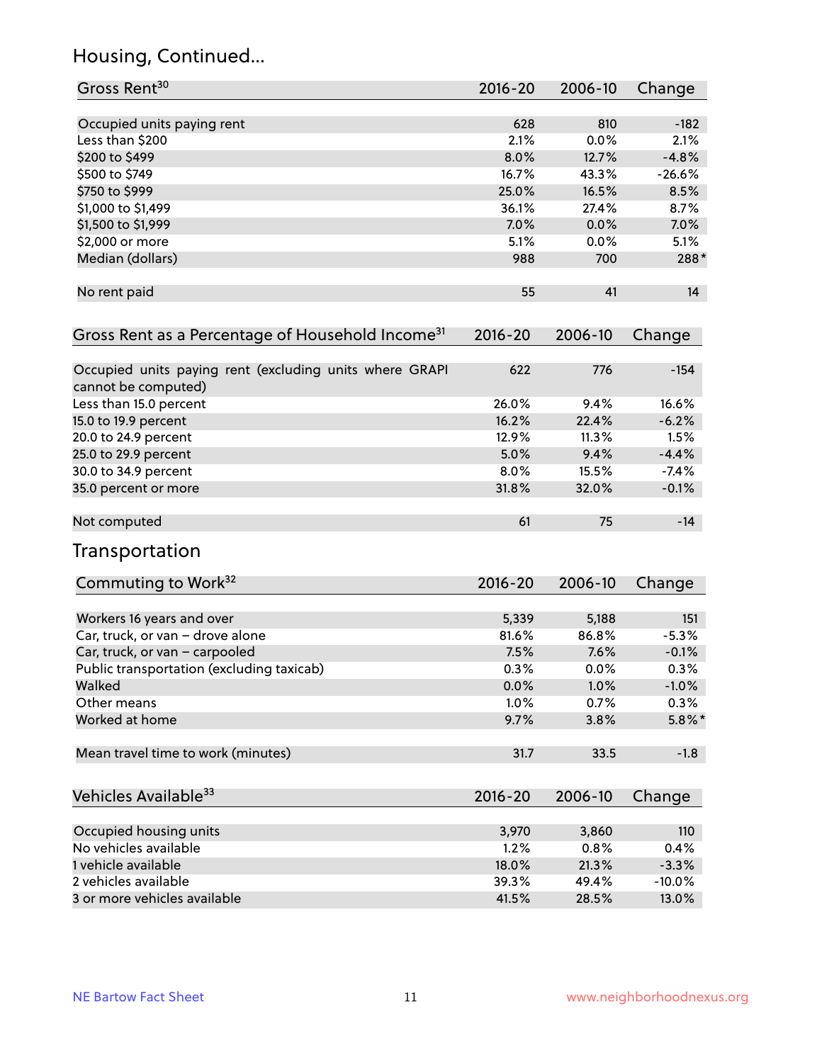## Housing, Continued...

| Gross Rent[30] | 2016-20 | 2006-10 | Change |
|---|---|---|---|
| Occupied units paying rent | 628 | 810 | -182 |
| Less than $200 | 2.1% | 0.0% | 2.1% |
| $200 to $499 | 8.0% | 12.7% | -4.8% |
| $500 to $749 | 16.7% | 43.3% | -26.6% |
| $750 to $999 | 25.0% | 16.5% | 8.5% |
| $1,000 to $1,499 | 36.1% | 27.4% | 8.7% |
| $1,500 to $1,999 | 7.0% | 0.0% | 7.0% |
| $2,000 or more | 5.1% | 0.0% | 5.1% |
| Median (dollars) | 988 | 700 | 288* |
| No rent paid | 55 | 41 | 14 |

| Gross Rent as a Percentage of Household Income[31] | 2016-20 | 2006-10 | Change |
|---|---|---|---|
| Occupied units paying rent (excluding units where GRAPI cannot be computed) | 622 | 776 | -154 |
| Less than 15.0 percent | 26.0% | 9.4% | 16.6% |
| 15.0 to 19.9 percent | 16.2% | 22.4% | -6.2% |
| 20.0 to 24.9 percent | 12.9% | 11.3% | 1.5% |
| 25.0 to 29.9 percent | 5.0% | 9.4% | -4.4% |
| 30.0 to 34.9 percent | 8.0% | 15.5% | -7.4% |
| 35.0 percent or more | 31.8% | 32.0% | -0.1% |
| Not computed | 61 | 75 | -14 |

## Transportation

| Commuting to Work[32] | 2016-20 | 2006-10 | Change |
|---|---|---|---|
| Workers 16 years and over | 5,339 | 5,188 | 151 |
| Car, truck, or van – drove alone | 81.6% | 86.8% | -5.3% |
| Car, truck, or van – carpooled | 7.5% | 7.6% | -0.1% |
| Public transportation (excluding taxicab) | 0.3% | 0.0% | 0.3% |
| Walked | 0.0% | 1.0% | -1.0% |
| Other means | 1.0% | 0.7% | 0.3% |
| Worked at home | 9.7% | 3.8% | 5.8%* |
| Mean travel time to work (minutes) | 31.7 | 33.5 | -1.8 |

| Vehicles Available[33] | 2016-20 | 2006-10 | Change |
|---|---|---|---|
| Occupied housing units | 3,970 | 3,860 | 110 |
| No vehicles available | 1.2% | 0.8% | 0.4% |
| 1 vehicle available | 18.0% | 21.3% | -3.3% |
| 2 vehicles available | 39.3% | 49.4% | -10.0% |
| 3 or more vehicles available | 41.5% | 28.5% | 13.0% |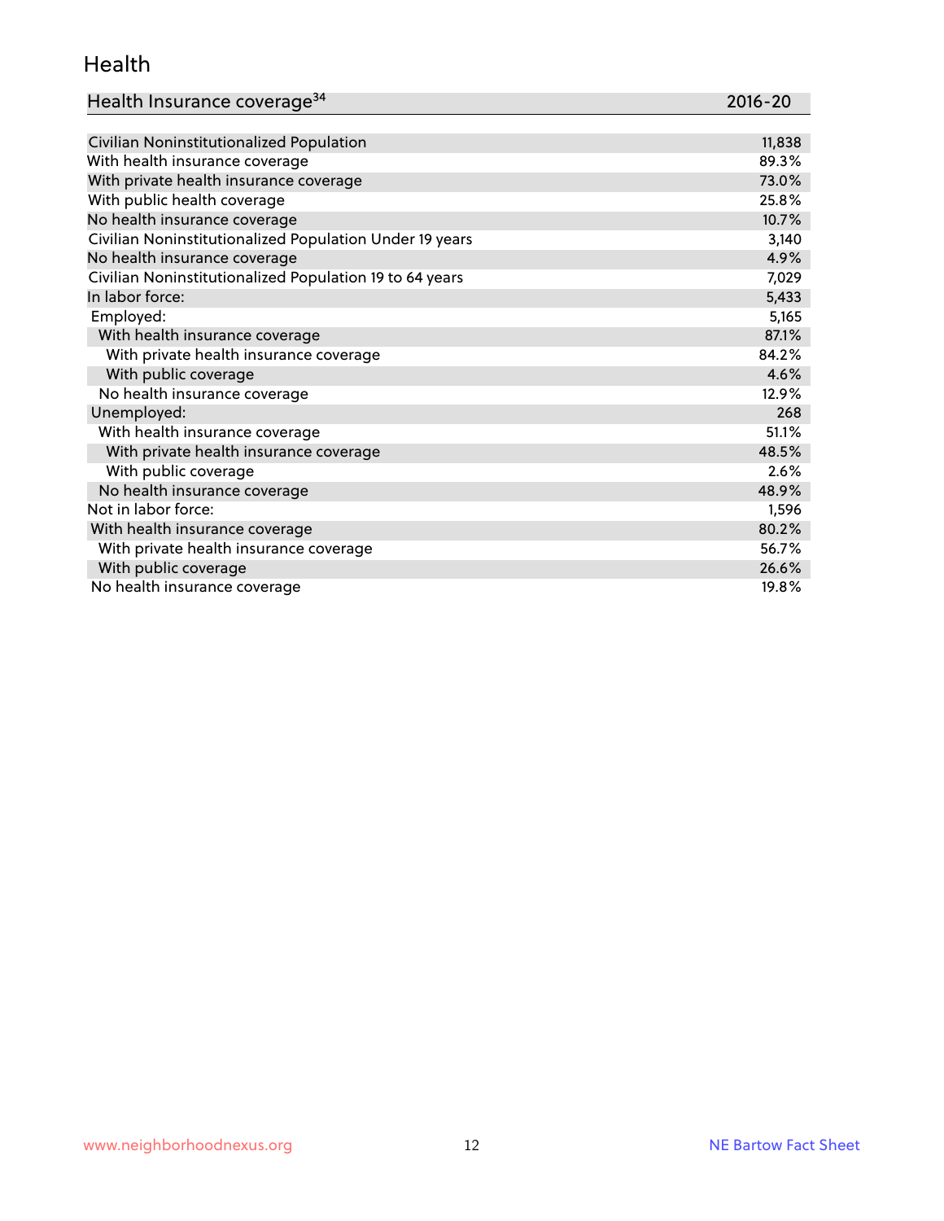## Health

| Health Insurance coverage[34] | 2016-20 |
| --- | --- |
| Civilian Noninstitutionalized Population | 11,838 |
| With health insurance coverage | 89.3% |
| With private health insurance coverage | 73.0% |
| With public health coverage | 25.8% |
| No health insurance coverage | 10.7% |
| Civilian Noninstitutionalized Population Under 19 years | 3,140 |
| No health insurance coverage | 4.9% |
| Civilian Noninstitutionalized Population 19 to 64 years | 7,029 |
| In labor force: | 5,433 |
| Employed: | 5,165 |
| With health insurance coverage | 87.1% |
| With private health insurance coverage | 84.2% |
| With public coverage | 4.6% |
| No health insurance coverage | 12.9% |
| Unemployed: | 268 |
| With health insurance coverage | 51.1% |
| With private health insurance coverage | 48.5% |
| With public coverage | 2.6% |
| No health insurance coverage | 48.9% |
| Not in labor force: | 1,596 |
| With health insurance coverage | 80.2% |
| With private health insurance coverage | 56.7% |
| With public coverage | 26.6% |
| No health insurance coverage | 19.8% |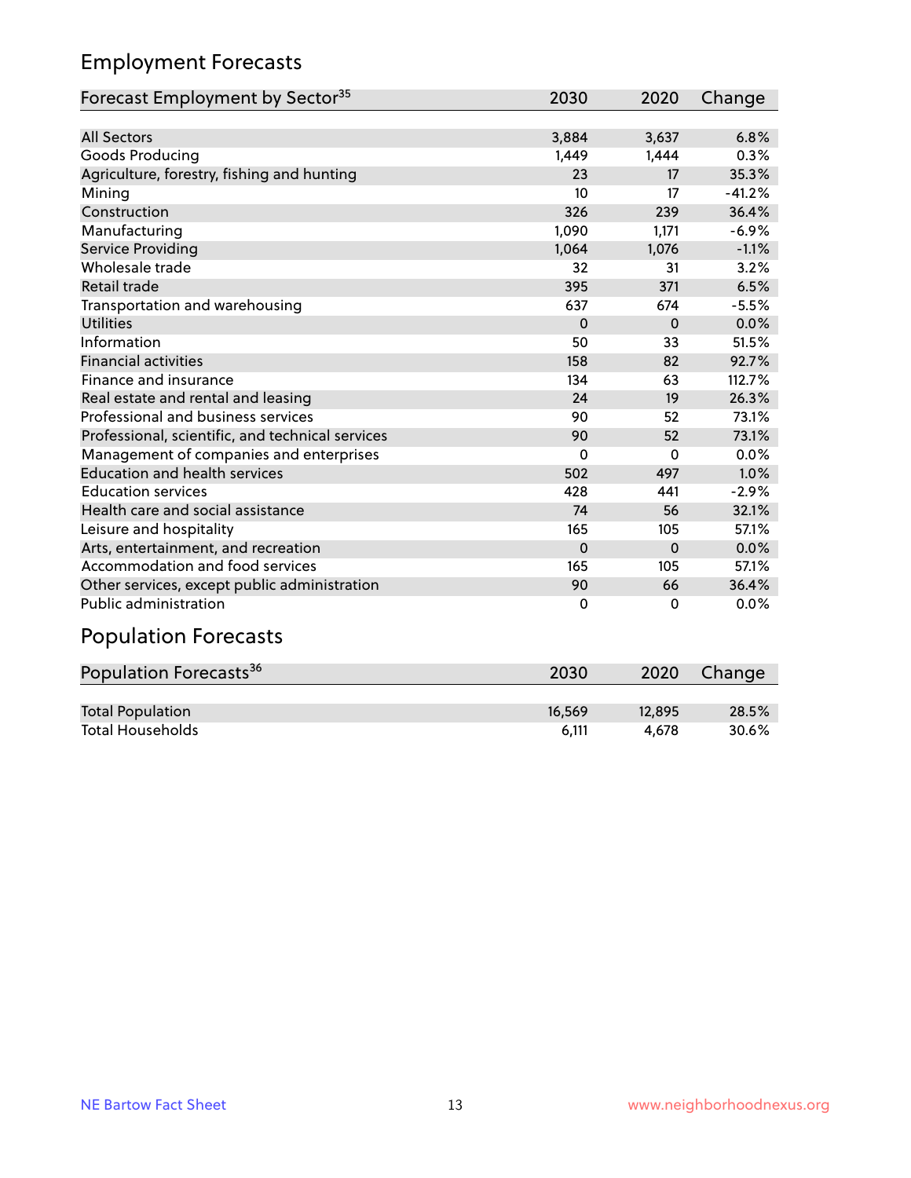## Employment Forecasts

| Forecast Employment by Sector[35] | 2030 | 2020 | Change |
|---|---|---|---|
| All Sectors | 3,884 | 3,637 | 6.8% |
| Goods Producing | 1,449 | 1,444 | 0.3% |
| Agriculture, forestry, fishing and hunting | 23 | 17 | 35.3% |
| Mining | 10 | 17 | -41.2% |
| Construction | 326 | 239 | 36.4% |
| Manufacturing | 1,090 | 1,171 | -6.9% |
| Service Providing | 1,064 | 1,076 | -1.1% |
| Wholesale trade | 32 | 31 | 3.2% |
| Retail trade | 395 | 371 | 6.5% |
| Transportation and warehousing | 637 | 674 | -5.5% |
| Utilities | 0 | 0 | 0.0% |
| Information | 50 | 33 | 51.5% |
| Financial activities | 158 | 82 | 92.7% |
| Finance and insurance | 134 | 63 | 112.7% |
| Real estate and rental and leasing | 24 | 19 | 26.3% |
| Professional and business services | 90 | 52 | 73.1% |
| Professional, scientific, and technical services | 90 | 52 | 73.1% |
| Management of companies and enterprises | 0 | 0 | 0.0% |
| Education and health services | 502 | 497 | 1.0% |
| Education services | 428 | 441 | -2.9% |
| Health care and social assistance | 74 | 56 | 32.1% |
| Leisure and hospitality | 165 | 105 | 57.1% |
| Arts, entertainment, and recreation | 0 | 0 | 0.0% |
| Accommodation and food services | 165 | 105 | 57.1% |
| Other services, except public administration | 90 | 66 | 36.4% |
| Public administration | 0 | 0 | 0.0% |

## Population Forecasts

| Population Forecasts[36] | 2030 | 2020 | Change |
|---|---|---|---|
| Total Population | 16,569 | 12,895 | 28.5% |
| Total Households | 6,111 | 4,678 | 30.6% |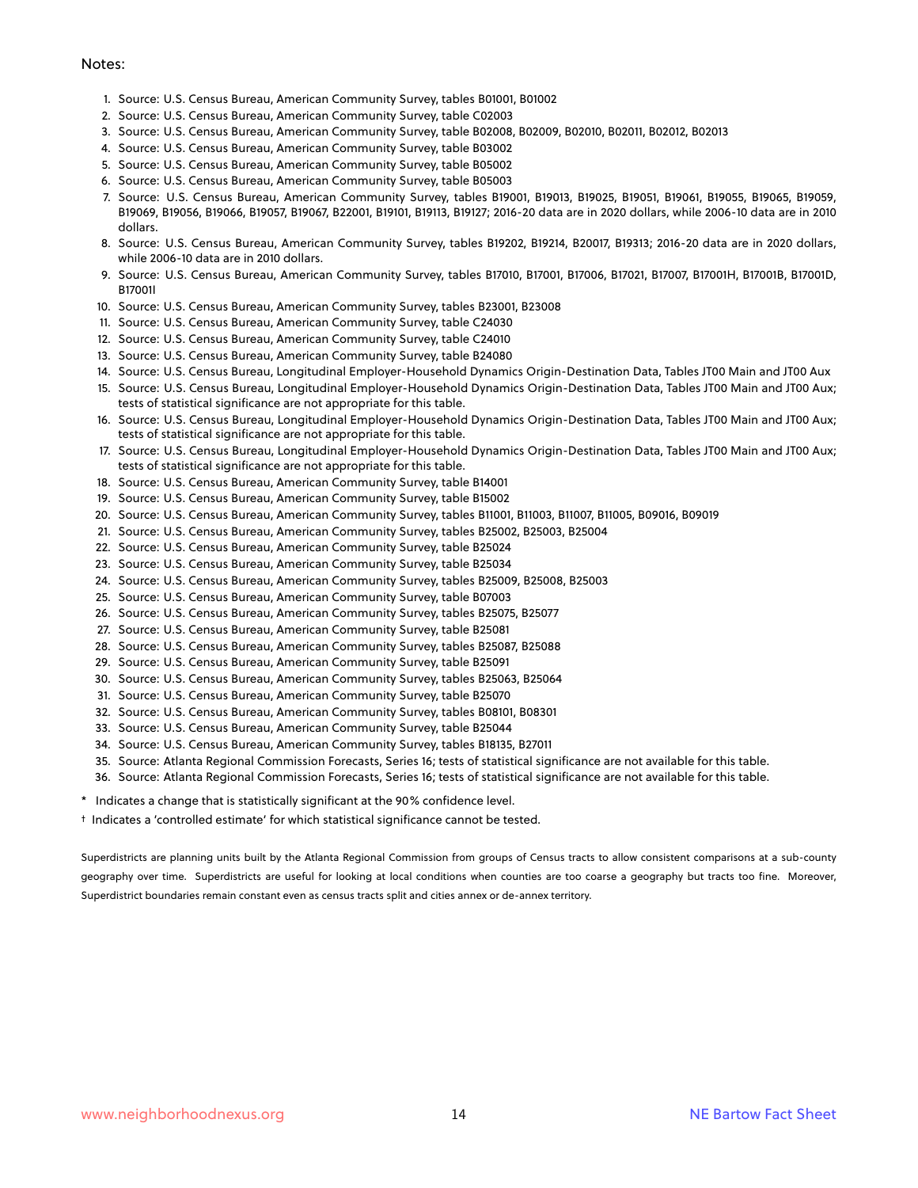Notes:

1. Source: U.S. Census Bureau, American Community Survey, tables B01001, B01002
2. Source: U.S. Census Bureau, American Community Survey, table C02003
3. Source: U.S. Census Bureau, American Community Survey, table B02008, B02009, B02010, B02011, B02012, B02013
4. Source: U.S. Census Bureau, American Community Survey, table B03002
5. Source: U.S. Census Bureau, American Community Survey, table B05002
6. Source: U.S. Census Bureau, American Community Survey, table B05003
7. Source: U.S. Census Bureau, American Community Survey, tables B19001, B19013, B19025, B19051, B19061, B19055, B19065, B19059, B19069, B19056, B19066, B19057, B19067, B22001, B19101, B19113, B19127; 2016-20 data are in 2020 dollars, while 2006-10 data are in 2010 dollars.
8. Source: U.S. Census Bureau, American Community Survey, tables B19202, B19214, B20017, B19313; 2016-20 data are in 2020 dollars, while 2006-10 data are in 2010 dollars.
9. Source: U.S. Census Bureau, American Community Survey, tables B17010, B17001, B17006, B17021, B17007, B17001H, B17001B, B17001D, B17001I
10. Source: U.S. Census Bureau, American Community Survey, tables B23001, B23008
11. Source: U.S. Census Bureau, American Community Survey, table C24030
12. Source: U.S. Census Bureau, American Community Survey, table C24010
13. Source: U.S. Census Bureau, American Community Survey, table B24080
14. Source: U.S. Census Bureau, Longitudinal Employer-Household Dynamics Origin-Destination Data, Tables JT00 Main and JT00 Aux
15. Source: U.S. Census Bureau, Longitudinal Employer-Household Dynamics Origin-Destination Data, Tables JT00 Main and JT00 Aux; tests of statistical significance are not appropriate for this table.
16. Source: U.S. Census Bureau, Longitudinal Employer-Household Dynamics Origin-Destination Data, Tables JT00 Main and JT00 Aux; tests of statistical significance are not appropriate for this table.
17. Source: U.S. Census Bureau, Longitudinal Employer-Household Dynamics Origin-Destination Data, Tables JT00 Main and JT00 Aux; tests of statistical significance are not appropriate for this table.
18. Source: U.S. Census Bureau, American Community Survey, table B14001
19. Source: U.S. Census Bureau, American Community Survey, table B15002
20. Source: U.S. Census Bureau, American Community Survey, tables B11001, B11003, B11007, B11005, B09016, B09019
21. Source: U.S. Census Bureau, American Community Survey, tables B25002, B25003, B25004
22. Source: U.S. Census Bureau, American Community Survey, table B25024
23. Source: U.S. Census Bureau, American Community Survey, table B25034
24. Source: U.S. Census Bureau, American Community Survey, tables B25009, B25008, B25003
25. Source: U.S. Census Bureau, American Community Survey, table B07003
26. Source: U.S. Census Bureau, American Community Survey, tables B25075, B25077
27. Source: U.S. Census Bureau, American Community Survey, table B25081
28. Source: U.S. Census Bureau, American Community Survey, tables B25087, B25088
29. Source: U.S. Census Bureau, American Community Survey, table B25091
30. Source: U.S. Census Bureau, American Community Survey, tables B25063, B25064
31. Source: U.S. Census Bureau, American Community Survey, table B25070
32. Source: U.S. Census Bureau, American Community Survey, tables B08101, B08301
33. Source: U.S. Census Bureau, American Community Survey, table B25044
34. Source: U.S. Census Bureau, American Community Survey, tables B18135, B27011
35. Source: Atlanta Regional Commission Forecasts, Series 16; tests of statistical significance are not available for this table.
36. Source: Atlanta Regional Commission Forecasts, Series 16; tests of statistical significance are not available for this table.

\* Indicates a change that is statistically significant at the 90% confidence level.

† Indicates a 'controlled estimate' for which statistical significance cannot be tested.

Superdistricts are planning units built by the Atlanta Regional Commission from groups of Census tracts to allow consistent comparisons at a sub-county geography over time. Superdistricts are useful for looking at local conditions when counties are too coarse a geography but tracts too fine. Moreover, Superdistrict boundaries remain constant even as census tracts split and cities annex or de-annex territory.